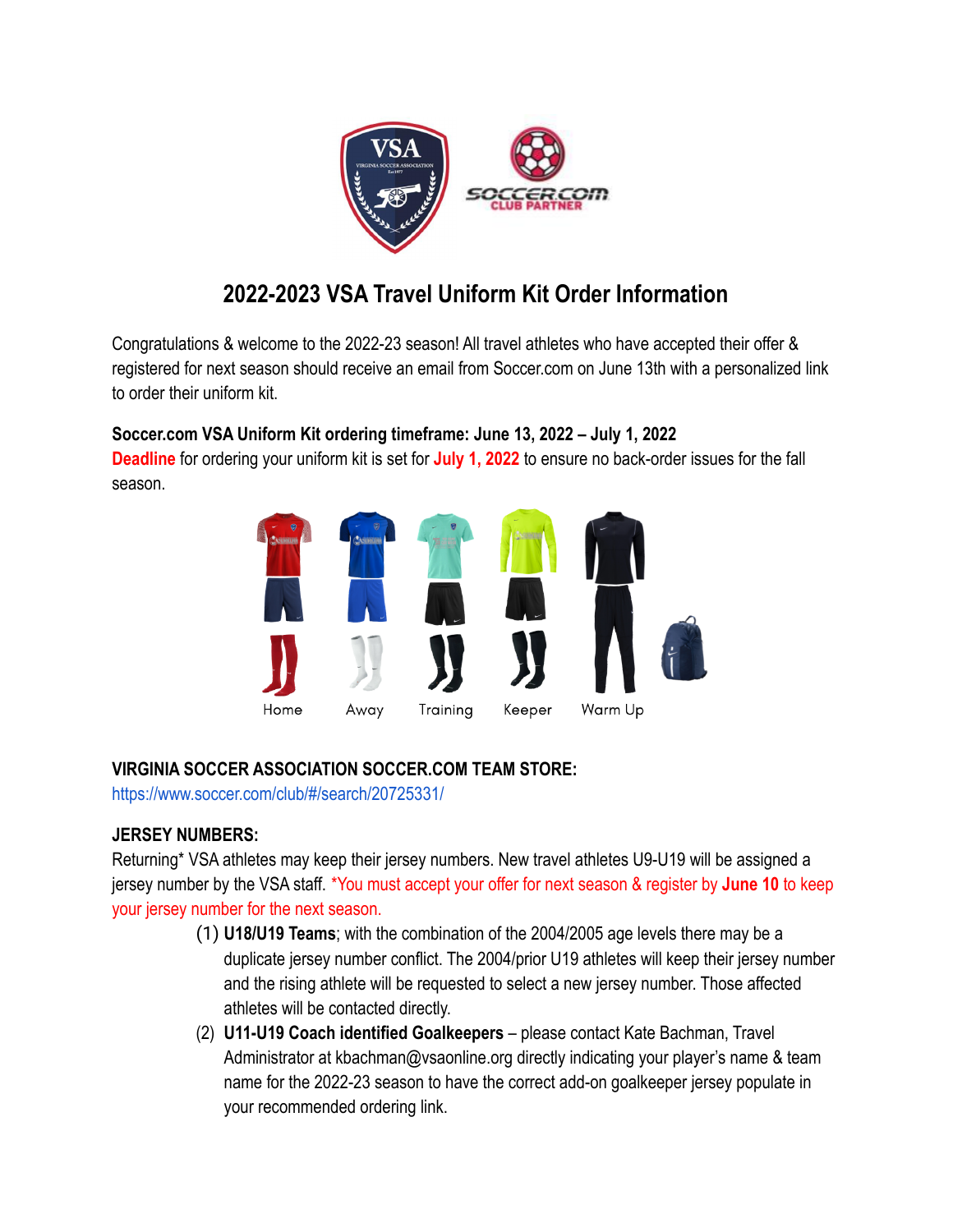# 2022-2023 VSA Travel Uniform Kit Order Information

Congratulations & welcome to the 2022-23 season! All travel athletes who have accepted their offer & registered for next season should receive an email from Soccer.com on June 13th with a personalized link to order their uniform kit.

**Soccer.com VSA Uniform Kit ordering timeframe: June 13, 2022 – July 1, 2022**
**Deadline** for ordering your uniform kit is set for **July 1, 2022** to ensure no back-order issues for the fall season.

Home Away Training Keeper Warm Up

**VIRGINIA SOCCER ASSOCIATION SOCCER.COM TEAM STORE:**
https://www.soccer.com/club/#/search/20725331/

**JERSEY NUMBERS:**
Returning* VSA athletes may keep their jersey numbers. New travel athletes U9-U19 will be assigned a jersey number by the VSA staff. *You must accept your offer for next season & register by **June 10** to keep your jersey number for the next season.

(1) **U18/U19 Teams**; with the combination of the 2004/2005 age levels there may be a duplicate jersey number conflict. The 2004/prior U19 athletes will keep their jersey number and the rising athlete will be requested to select a new jersey number. Those affected athletes will be contacted directly.
(2) **U11-U19 Coach identified Goalkeepers** – please contact Kate Bachman, Travel Administrator at kbachman@vsaonline.org directly indicating your player's name & team name for the 2022-23 season to have the correct add-on goalkeeper jersey populate in your recommended ordering link.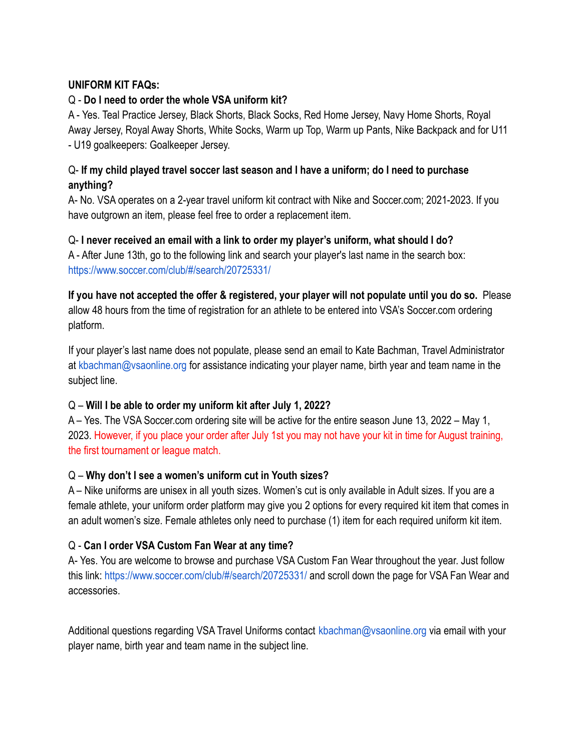**UNIFORM KIT FAQs:**

Q - **Do I need to order the whole VSA uniform kit?**
A - Yes. Teal Practice Jersey, Black Shorts, Black Socks, Red Home Jersey, Navy Home Shorts, Royal Away Jersey, Royal Away Shorts, White Socks, Warm up Top, Warm up Pants, Nike Backpack and for U11 - U19 goalkeepers: Goalkeeper Jersey.

Q- **If my child played travel soccer last season and I have a uniform; do I need to purchase anything?**
A- No. VSA operates on a 2-year travel uniform kit contract with Nike and Soccer.com; 2021-2023. If you have outgrown an item, please feel free to order a replacement item.

Q- **I never received an email with a link to order my player's uniform, what should I do?**
A - After June 13th, go to the following link and search your player's last name in the search box: https://www.soccer.com/club/#/search/20725331/

**If you have not accepted the offer & registered, your player will not populate until you do so.** Please allow 48 hours from the time of registration for an athlete to be entered into VSA's Soccer.com ordering platform.

If your player's last name does not populate, please send an email to Kate Bachman, Travel Administrator at kbachman@vsaonline.org for assistance indicating your player name, birth year and team name in the subject line.

Q – **Will I be able to order my uniform kit after July 1, 2022?**
A – Yes. The VSA Soccer.com ordering site will be active for the entire season June 13, 2022 – May 1, 2023. However, if you place your order after July 1st you may not have your kit in time for August training, the first tournament or league match.

Q – **Why don't I see a women's uniform cut in Youth sizes?**
A – Nike uniforms are unisex in all youth sizes. Women's cut is only available in Adult sizes. If you are a female athlete, your uniform order platform may give you 2 options for every required kit item that comes in an adult women's size. Female athletes only need to purchase (1) item for each required uniform kit item.

Q - **Can I order VSA Custom Fan Wear at any time?**
A- Yes. You are welcome to browse and purchase VSA Custom Fan Wear throughout the year. Just follow this link: https://www.soccer.com/club/#/search/20725331/ and scroll down the page for VSA Fan Wear and accessories.

Additional questions regarding VSA Travel Uniforms contact kbachman@vsaonline.org via email with your player name, birth year and team name in the subject line.